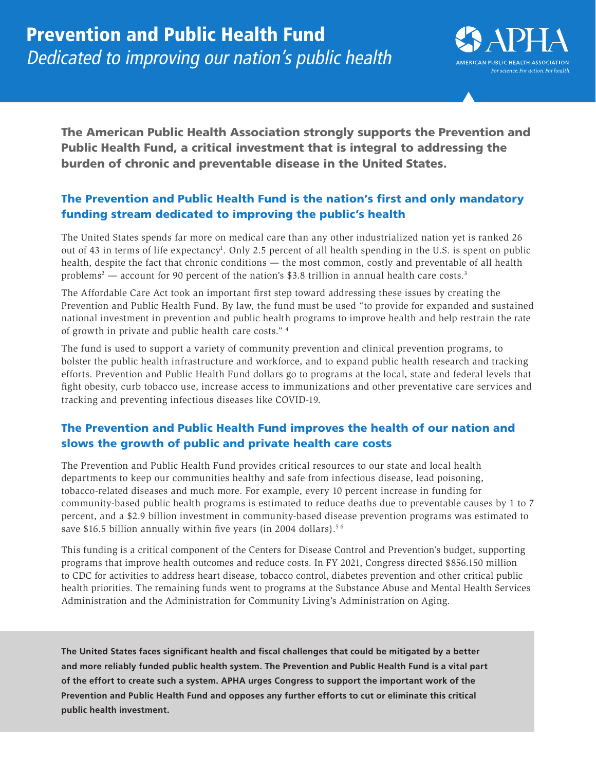# Prevention and Public Health Fund

*Dedicated to improving our nation's public health*

APHA
AMERICAN PUBLIC HEALTH ASSOCIATION
*For science. For action. For health.*

**The American Public Health Association strongly supports the Prevention and Public Health Fund, a critical investment that is integral to addressing the burden of chronic and preventable disease in the United States.**

## The Prevention and Public Health Fund is the nation's first and only mandatory funding stream dedicated to improving the public's health

The United States spends far more on medical care than any other industrialized nation yet is ranked 26 out of 43 in terms of life expectancy[1]. Only 2.5 percent of all health spending in the U.S. is spent on public health, despite the fact that chronic conditions — the most common, costly and preventable of all health problems[2] — account for 90 percent of the nation's $3.8 trillion in annual health care costs.[3]

The Affordable Care Act took an important first step toward addressing these issues by creating the Prevention and Public Health Fund. By law, the fund must be used "to provide for expanded and sustained national investment in prevention and public health programs to improve health and help restrain the rate of growth in private and public health care costs." [4]

The fund is used to support a variety of community prevention and clinical prevention programs, to bolster the public health infrastructure and workforce, and to expand public health research and tracking efforts. Prevention and Public Health Fund dollars go to programs at the local, state and federal levels that fight obesity, curb tobacco use, increase access to immunizations and other preventative care services and tracking and preventing infectious diseases like COVID-19.

## The Prevention and Public Health Fund improves the health of our nation and slows the growth of public and private health care costs

The Prevention and Public Health Fund provides critical resources to our state and local health departments to keep our communities healthy and safe from infectious disease, lead poisoning, tobacco-related diseases and much more. For example, every 10 percent increase in funding for community-based public health programs is estimated to reduce deaths due to preventable causes by 1 to 7 percent, and a $2.9 billion investment in community-based disease prevention programs was estimated to save $16.5 billion annually within five years (in 2004 dollars).[5,6]

This funding is a critical component of the Centers for Disease Control and Prevention's budget, supporting programs that improve health outcomes and reduce costs. In FY 2021, Congress directed $856.150 million to CDC for activities to address heart disease, tobacco control, diabetes prevention and other critical public health priorities. The remaining funds went to programs at the Substance Abuse and Mental Health Services Administration and the Administration for Community Living's Administration on Aging.

**The United States faces significant health and fiscal challenges that could be mitigated by a better and more reliably funded public health system. The Prevention and Public Health Fund is a vital part of the effort to create such a system. APHA urges Congress to support the important work of the Prevention and Public Health Fund and opposes any further efforts to cut or eliminate this critical public health investment.**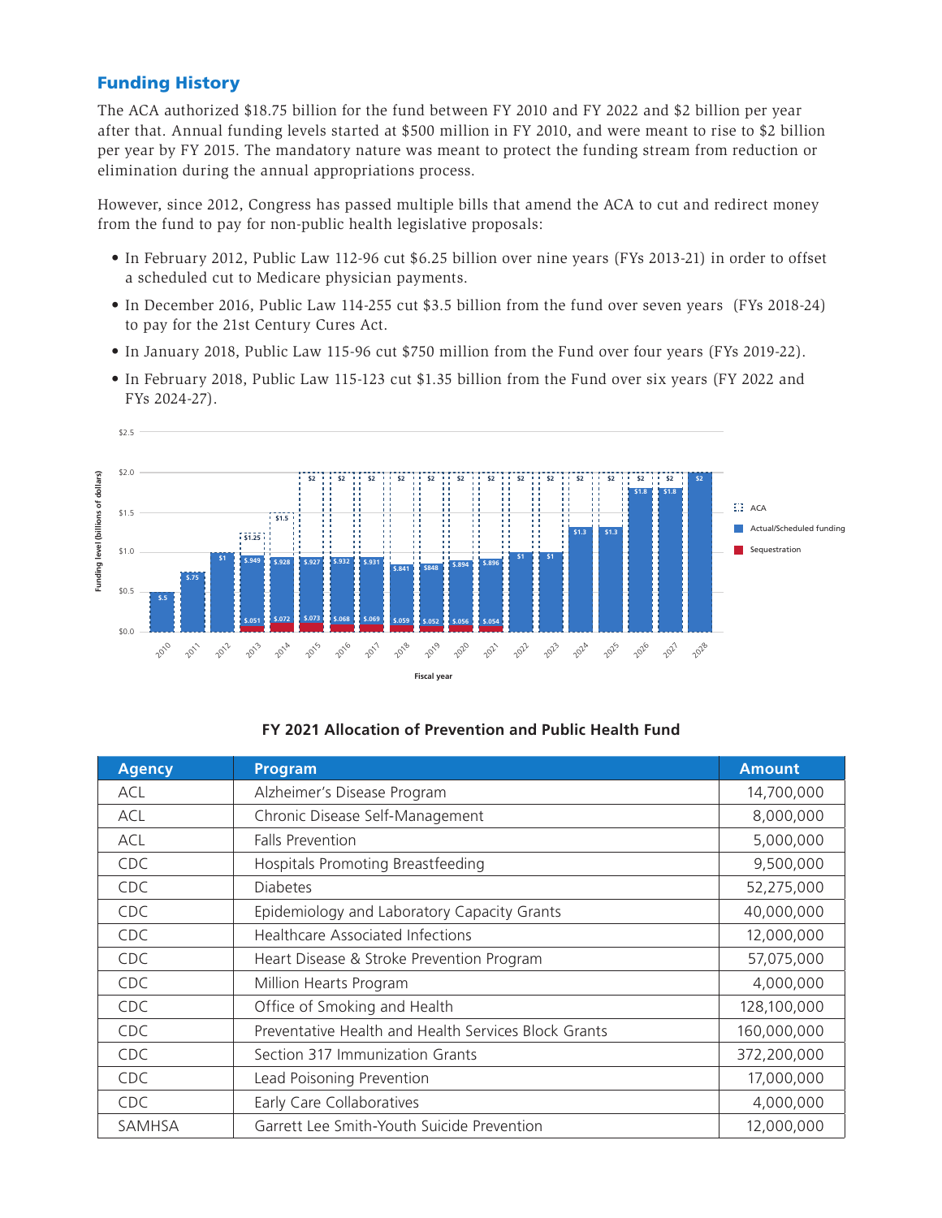## Funding History

The ACA authorized $18.75 billion for the fund between FY 2010 and FY 2022 and $2 billion per year after that. Annual funding levels started at $500 million in FY 2010, and were meant to rise to $2 billion per year by FY 2015. The mandatory nature was meant to protect the funding stream from reduction or elimination during the annual appropriations process.

However, since 2012, Congress has passed multiple bills that amend the ACA to cut and redirect money from the fund to pay for non-public health legislative proposals:

- In February 2012, Public Law 112-96 cut $6.25 billion over nine years (FYs 2013-21) in order to offset a scheduled cut to Medicare physician payments.
- In December 2016, Public Law 114-255 cut $3.5 billion from the fund over seven years (FYs 2018-24) to pay for the 21st Century Cures Act.
- In January 2018, Public Law 115-96 cut $750 million from the Fund over four years (FYs 2019-22).
- In February 2018, Public Law 115-123 cut $1.35 billion from the Fund over six years (FY 2022 and FYs 2024-27).

**FY 2021 Allocation of Prevention and Public Health Fund**

| Agency | Program | Amount |
|---|---|---|
| ACL | Alzheimer's Disease Program | 14,700,000 |
| ACL | Chronic Disease Self-Management | 8,000,000 |
| ACL | Falls Prevention | 5,000,000 |
| CDC | Hospitals Promoting Breastfeeding | 9,500,000 |
| CDC | Diabetes | 52,275,000 |
| CDC | Epidemiology and Laboratory Capacity Grants | 40,000,000 |
| CDC | Healthcare Associated Infections | 12,000,000 |
| CDC | Heart Disease & Stroke Prevention Program | 57,075,000 |
| CDC | Million Hearts Program | 4,000,000 |
| CDC | Office of Smoking and Health | 128,100,000 |
| CDC | Preventative Health and Health Services Block Grants | 160,000,000 |
| CDC | Section 317 Immunization Grants | 372,200,000 |
| CDC | Lead Poisoning Prevention | 17,000,000 |
| CDC | Early Care Collaboratives | 4,000,000 |
| SAMHSA | Garrett Lee Smith-Youth Suicide Prevention | 12,000,000 |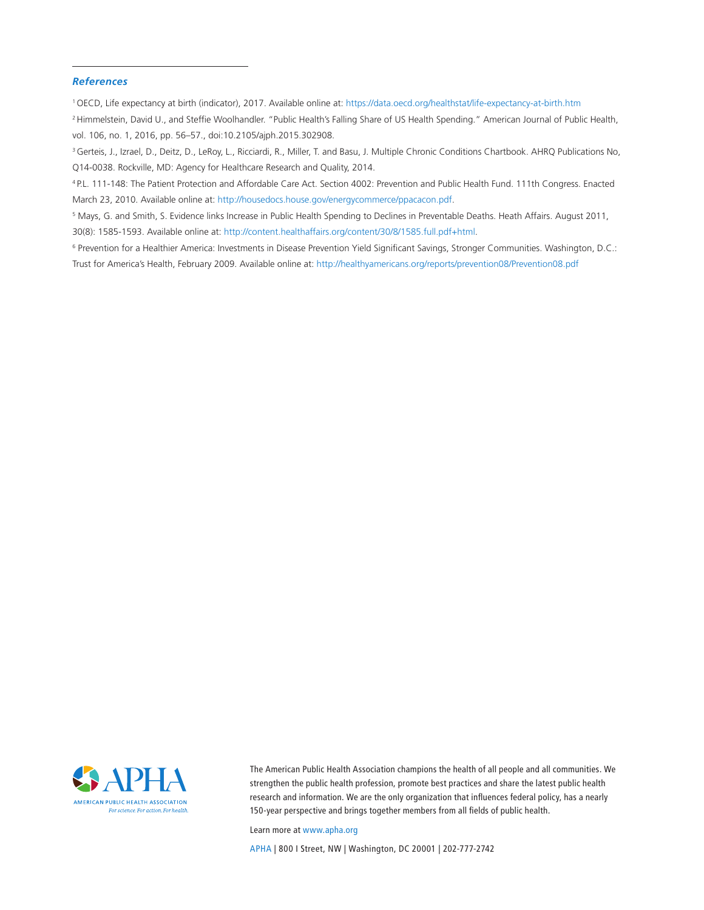### *References*

[1] OECD, Life expectancy at birth (indicator), 2017. Available online at: https://data.oecd.org/healthstat/life-expectancy-at-birth.htm

[2] Himmelstein, David U., and Steffie Woolhandler. "Public Health's Falling Share of US Health Spending." American Journal of Public Health, vol. 106, no. 1, 2016, pp. 56–57., doi:10.2105/ajph.2015.302908.

[3] Gerteis, J., Izrael, D., Deitz, D., LeRoy, L., Ricciardi, R., Miller, T. and Basu, J. Multiple Chronic Conditions Chartbook. AHRQ Publications No, Q14-0038. Rockville, MD: Agency for Healthcare Research and Quality, 2014.

[4] P.L. 111-148: The Patient Protection and Affordable Care Act. Section 4002: Prevention and Public Health Fund. 111th Congress. Enacted March 23, 2010. Available online at: http://housedocs.house.gov/energycommerce/ppacacon.pdf.

[5] Mays, G. and Smith, S. Evidence links Increase in Public Health Spending to Declines in Preventable Deaths. Heath Affairs. August 2011, 30(8): 1585-1593. Available online at: http://content.healthaffairs.org/content/30/8/1585.full.pdf+html.

[6] Prevention for a Healthier America: Investments in Disease Prevention Yield Significant Savings, Stronger Communities. Washington, D.C.: Trust for America's Health, February 2009. Available online at: http://healthyamericans.org/reports/prevention08/Prevention08.pdf

APHA
AMERICAN PUBLIC HEALTH ASSOCIATION
*For science. For action. For health.*

The American Public Health Association champions the health of all people and all communities. We strengthen the public health profession, promote best practices and share the latest public health research and information. We are the only organization that influences federal policy, has a nearly 150-year perspective and brings together members from all fields of public health.

Learn more at www.apha.org

APHA | 800 I Street, NW | Washington, DC 20001 | 202-777-2742